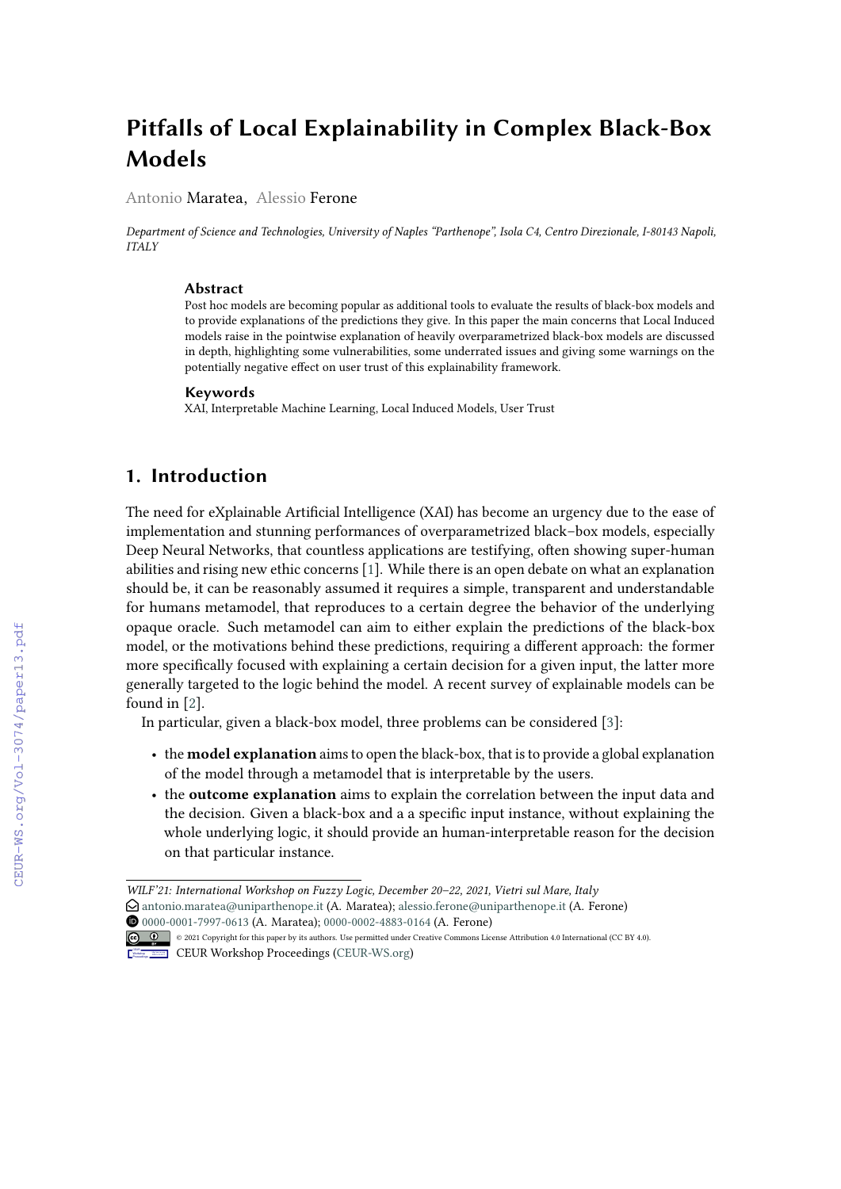# Pitfalls of Local Explainability in Complex Black-Box Models

Antonio Maratea, Alessio Ferone

*Department of Science and Technologies, University of Naples "Parthenope", Isola C4, Centro Direzionale, I-80143 Napoli, ITALY*

## Abstract

Post hoc models are becoming popular as additional tools to evaluate the results of black-box models and to provide explanations of the predictions they give. In this paper the main concerns that Local Induced models raise in the pointwise explanation of heavily overparametrized black-box models are discussed in depth, highlighting some vulnerabilities, some underrated issues and giving some warnings on the potentially negative effect on user trust of this explainability framework.

## Keywords

XAI, Interpretable Machine Learning, Local Induced Models, User Trust

## 1. Introduction

The need for eXplainable Artificial Intelligence (XAI) has become an urgency due to the ease of implementation and stunning performances of overparametrized black–box models, especially Deep Neural Networks, that countless applications are testifying, often showing super-human abilities and rising new ethic concerns [1]. While there is an open debate on what an explanation should be, it can be reasonably assumed it requires a simple, transparent and understandable for humans metamodel, that reproduces to a certain degree the behavior of the underlying opaque oracle. Such metamodel can aim to either explain the predictions of the black-box model, or the motivations behind these predictions, requiring a different approach: the former more specifically focused with explaining a certain decision for a given input, the latter more generally targeted to the logic behind the model. A recent survey of explainable models can be found in [2].

In particular, given a black-box model, three problems can be considered [3]:

- the **model explanation** aims to open the black-box, that is to provide a global explanation of the model through a metamodel that is interpretable by the users.
- the **outcome explanation** aims to explain the correlation between the input data and the decision. Given a black-box and a a specific input instance, without explaining the whole underlying logic, it should provide an human-interpretable reason for the decision on that particular instance.

---

WILF'21: International Workshop on Fuzzy Logic, December 20–22, 2021, Vietri sul Mare, Italy

antonio.maratea@uniparthenope.it (A. Maratea); alessio.ferone@uniparthenope.it (A. Ferone)

0000-0001-7997-0613 (A. Maratea); 0000-0002-4883-0164 (A. Ferone)

© 2021 Copyright for this paper by its authors. Use permitted under Creative Commons License Attribution 4.0 International (CC BY 4.0).

CEUR Workshop Proceedings (CEUR-WS.org)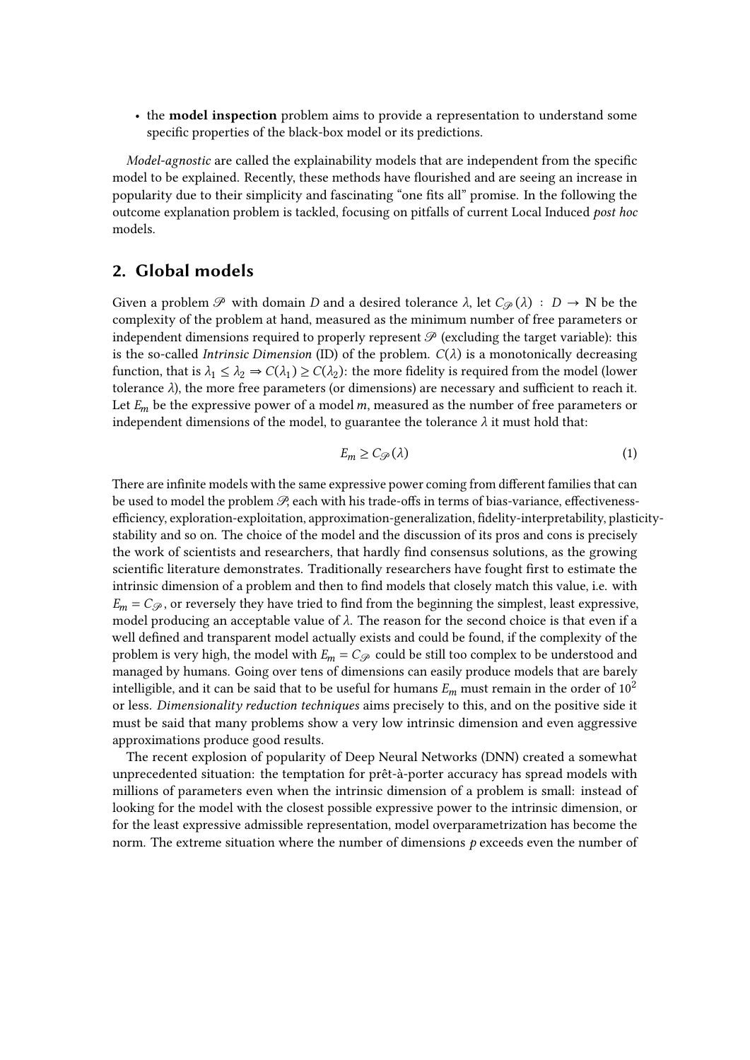- the **model inspection** problem aims to provide a representation to understand some specific properties of the black-box model or its predictions.

*Model-agnostic* are called the explainability models that are independent from the specific model to be explained. Recently, these methods have flourished and are seeing an increase in popularity due to their simplicity and fascinating "one fits all" promise. In the following the outcome explanation problem is tackled, focusing on pitfalls of current Local Induced *post hoc* models.

## 2. Global models

Given a problem $\mathscr{P}$ with domain $D$ and a desired tolerance $\lambda$, let $C_{\mathscr{P}}(\lambda) : D \rightarrow \mathbb{N}$ be the complexity of the problem at hand, measured as the minimum number of free parameters or independent dimensions required to properly represent $\mathscr{P}$ (excluding the target variable): this is the so-called *Intrinsic Dimension* (ID) of the problem. $C(\lambda)$ is a monotonically decreasing function, that is $\lambda_1 \leq \lambda_2 \Rightarrow C(\lambda_1) \geq C(\lambda_2)$: the more fidelity is required from the model (lower tolerance $\lambda$), the more free parameters (or dimensions) are necessary and sufficient to reach it. Let $E_m$ be the expressive power of a model $m$, measured as the number of free parameters or independent dimensions of the model, to guarantee the tolerance $\lambda$ it must hold that:

$$E_m \geq C_{\mathscr{P}}(\lambda) \tag{1}$$

There are infinite models with the same expressive power coming from different families that can be used to model the problem $\mathscr{P}$, each with his trade-offs in terms of bias-variance, effectiveness-efficiency, exploration-exploitation, approximation-generalization, fidelity-interpretability, plasticity-stability and so on. The choice of the model and the discussion of its pros and cons is precisely the work of scientists and researchers, that hardly find consensus solutions, as the growing scientific literature demonstrates. Traditionally researchers have fought first to estimate the intrinsic dimension of a problem and then to find models that closely match this value, i.e. with $E_m = C_{\mathscr{P}}$, or reversely they have tried to find from the beginning the simplest, least expressive, model producing an acceptable value of $\lambda$. The reason for the second choice is that even if a well defined and transparent model actually exists and could be found, if the complexity of the problem is very high, the model with $E_m = C_{\mathscr{P}}$ could be still too complex to be understood and managed by humans. Going over tens of dimensions can easily produce models that are barely intelligible, and it can be said that to be useful for humans $E_m$ must remain in the order of $10^2$ or less. *Dimensionality reduction techniques* aims precisely to this, and on the positive side it must be said that many problems show a very low intrinsic dimension and even aggressive approximations produce good results.

The recent explosion of popularity of Deep Neural Networks (DNN) created a somewhat unprecedented situation: the temptation for prêt-à-porter accuracy has spread models with millions of parameters even when the intrinsic dimension of a problem is small: instead of looking for the model with the closest possible expressive power to the intrinsic dimension, or for the least expressive admissible representation, model overparametrization has become the norm. The extreme situation where the number of dimensions $p$ exceeds even the number of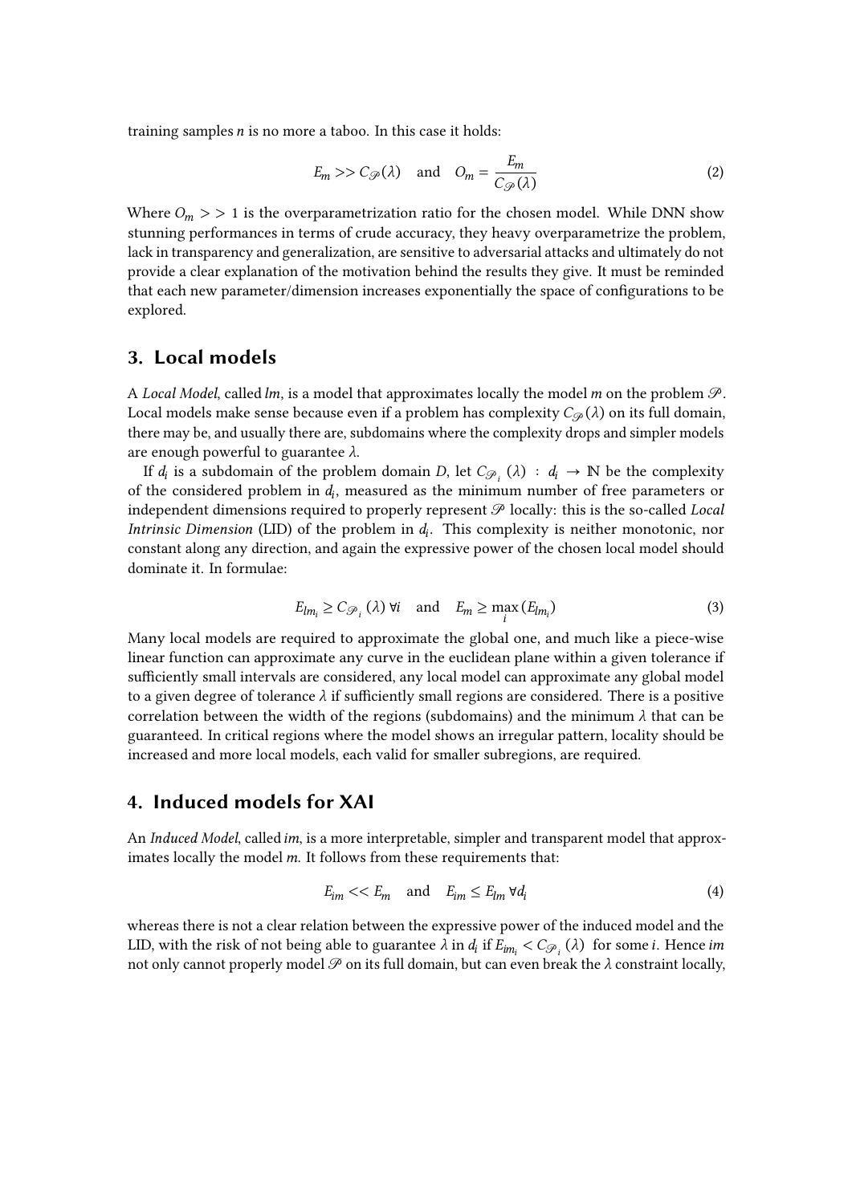training samples $n$ is no more a taboo. In this case it holds:

$$E_m >> C_{\mathscr{P}}(\lambda) \quad \text{and} \quad O_m = \frac{E_m}{C_{\mathscr{P}}(\lambda)} \tag{2}$$

Where $O_m >> 1$ is the overparametrization ratio for the chosen model. While DNN show stunning performances in terms of crude accuracy, they heavy overparametrize the problem, lack in transparency and generalization, are sensitive to adversarial attacks and ultimately do not provide a clear explanation of the motivation behind the results they give. It must be reminded that each new parameter/dimension increases exponentially the space of configurations to be explored.

## 3. Local models

A *Local Model*, called $lm$, is a model that approximates locally the model $m$ on the problem $\mathscr{P}$. Local models make sense because even if a problem has complexity $C_{\mathscr{P}}(\lambda)$ on its full domain, there may be, and usually there are, subdomains where the complexity drops and simpler models are enough powerful to guarantee $\lambda$.

If $d_i$ is a subdomain of the problem domain $D$, let $C_{\mathscr{P}_i}(\lambda) : d_i \rightarrow \mathbb{N}$ be the complexity of the considered problem in $d_i$, measured as the minimum number of free parameters or independent dimensions required to properly represent $\mathscr{P}$ locally: this is the so-called *Local Intrinsic Dimension* (LID) of the problem in $d_i$. This complexity is neither monotonic, nor constant along any direction, and again the expressive power of the chosen local model should dominate it. In formulae:

$$E_{lm_i} \geq C_{\mathscr{P}_i}(\lambda) \; \forall i \quad \text{and} \quad E_m \geq \max_i (E_{lm_i}) \tag{3}$$

Many local models are required to approximate the global one, and much like a piece-wise linear function can approximate any curve in the euclidean plane within a given tolerance if sufficiently small intervals are considered, any local model can approximate any global model to a given degree of tolerance $\lambda$ if sufficiently small regions are considered. There is a positive correlation between the width of the regions (subdomains) and the minimum $\lambda$ that can be guaranteed. In critical regions where the model shows an irregular pattern, locality should be increased and more local models, each valid for smaller subregions, are required.

## 4. Induced models for XAI

An *Induced Model*, called $im$, is a more interpretable, simpler and transparent model that approximates locally the model $m$. It follows from these requirements that:

$$E_{im} << E_m \quad \text{and} \quad E_{im} \leq E_{lm} \; \forall d_i \tag{4}$$

whereas there is not a clear relation between the expressive power of the induced model and the LID, with the risk of not being able to guarantee $\lambda$ in $d_i$ if $E_{im_i} < C_{\mathscr{P}_i}(\lambda)$ for some $i$. Hence $im$ not only cannot properly model $\mathscr{P}$ on its full domain, but can even break the $\lambda$ constraint locally,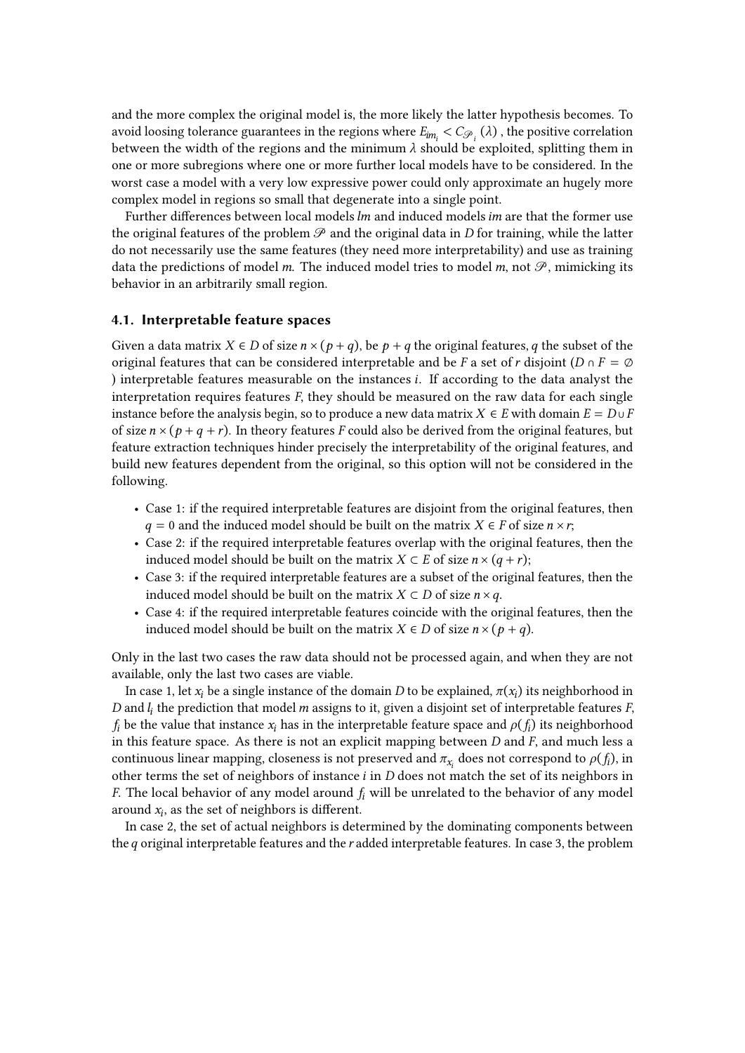and the more complex the original model is, the more likely the latter hypothesis becomes. To avoid loosing tolerance guarantees in the regions where $E_{im_i} < C_{\mathscr{P}_i}(\lambda)$ , the positive correlation between the width of the regions and the minimum $\lambda$ should be exploited, splitting them in one or more subregions where one or more further local models have to be considered. In the worst case a model with a very low expressive power could only approximate an hugely more complex model in regions so small that degenerate into a single point.

Further differences between local models *lm* and induced models *im* are that the former use the original features of the problem $\mathscr{P}$ and the original data in $D$ for training, while the latter do not necessarily use the same features (they need more interpretability) and use as training data the predictions of model *m*. The induced model tries to model *m*, not $\mathscr{P}$, mimicking its behavior in an arbitrarily small region.

### 4.1. Interpretable feature spaces

Given a data matrix $X \in D$ of size $n \times (p + q)$, be $p + q$ the original features, $q$ the subset of the original features that can be considered interpretable and be $F$ a set of $r$ disjoint ($D \cap F = \emptyset$ ) interpretable features measurable on the instances $i$. If according to the data analyst the interpretation requires features $F$, they should be measured on the raw data for each single instance before the analysis begin, so to produce a new data matrix $X \in E$ with domain $E = D \cup F$ of size $n \times (p + q + r)$. In theory features $F$ could also be derived from the original features, but feature extraction techniques hinder precisely the interpretability of the original features, and build new features dependent from the original, so this option will not be considered in the following.

- Case 1: if the required interpretable features are disjoint from the original features, then $q = 0$ and the induced model should be built on the matrix $X \in F$ of size $n \times r$;
- Case 2: if the required interpretable features overlap with the original features, then the induced model should be built on the matrix $X \subset E$ of size $n \times (q + r)$;
- Case 3: if the required interpretable features are a subset of the original features, then the induced model should be built on the matrix $X \subset D$ of size $n \times q$.
- Case 4: if the required interpretable features coincide with the original features, then the induced model should be built on the matrix $X \in D$ of size $n \times (p + q)$.

Only in the last two cases the raw data should not be processed again, and when they are not available, only the last two cases are viable.

In case 1, let $x_i$ be a single instance of the domain $D$ to be explained, $\pi(x_i)$ its neighborhood in $D$ and $l_i$ the prediction that model $m$ assigns to it, given a disjoint set of interpretable features $F$, $f_i$ be the value that instance $x_i$ has in the interpretable feature space and $\rho(f_i)$ its neighborhood in this feature space. As there is not an explicit mapping between $D$ and $F$, and much less a continuous linear mapping, closeness is not preserved and $\pi_{x_i}$ does not correspond to $\rho(f_i)$, in other terms the set of neighbors of instance $i$ in $D$ does not match the set of its neighbors in $F$. The local behavior of any model around $f_i$ will be unrelated to the behavior of any model around $x_i$, as the set of neighbors is different.

In case 2, the set of actual neighbors is determined by the dominating components between the $q$ original interpretable features and the $r$ added interpretable features. In case 3, the problem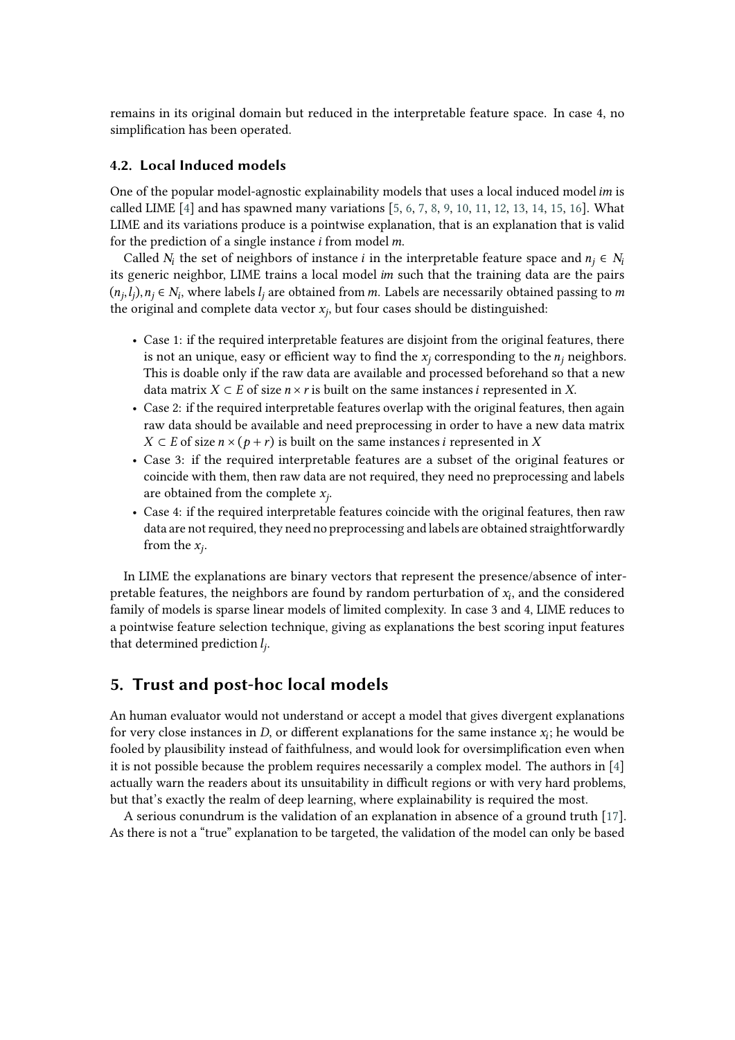remains in its original domain but reduced in the interpretable feature space. In case 4, no simplification has been operated.

### 4.2. Local Induced models

One of the popular model-agnostic explainability models that uses a local induced model *im* is called LIME [4] and has spawned many variations [5, 6, 7, 8, 9, 10, 11, 12, 13, 14, 15, 16]. What LIME and its variations produce is a pointwise explanation, that is an explanation that is valid for the prediction of a single instance *i* from model *m*.

Called $N_i$ the set of neighbors of instance *i* in the interpretable feature space and $n_j \in N_i$ its generic neighbor, LIME trains a local model *im* such that the training data are the pairs $(n_j, l_j), n_j \in N_i$, where labels $l_j$ are obtained from *m*. Labels are necessarily obtained passing to *m* the original and complete data vector $x_j$, but four cases should be distinguished:

- Case 1: if the required interpretable features are disjoint from the original features, there is not an unique, easy or efficient way to find the $x_j$ corresponding to the $n_j$ neighbors. This is doable only if the raw data are available and processed beforehand so that a new data matrix $X \subset E$ of size $n \times r$ is built on the same instances *i* represented in *X*.
- Case 2: if the required interpretable features overlap with the original features, then again raw data should be available and need preprocessing in order to have a new data matrix $X \subset E$ of size $n \times (p + r)$ is built on the same instances *i* represented in *X*
- Case 3: if the required interpretable features are a subset of the original features or coincide with them, then raw data are not required, they need no preprocessing and labels are obtained from the complete $x_j$.
- Case 4: if the required interpretable features coincide with the original features, then raw data are not required, they need no preprocessing and labels are obtained straightforwardly from the $x_j$.

In LIME the explanations are binary vectors that represent the presence/absence of interpretable features, the neighbors are found by random perturbation of $x_i$, and the considered family of models is sparse linear models of limited complexity. In case 3 and 4, LIME reduces to a pointwise feature selection technique, giving as explanations the best scoring input features that determined prediction $l_j$.

## 5. Trust and post-hoc local models

An human evaluator would not understand or accept a model that gives divergent explanations for very close instances in *D*, or different explanations for the same instance $x_i$; he would be fooled by plausibility instead of faithfulness, and would look for oversimplification even when it is not possible because the problem requires necessarily a complex model. The authors in [4] actually warn the readers about its unsuitability in difficult regions or with very hard problems, but that's exactly the realm of deep learning, where explainability is required the most.

A serious conundrum is the validation of an explanation in absence of a ground truth [17]. As there is not a "true" explanation to be targeted, the validation of the model can only be based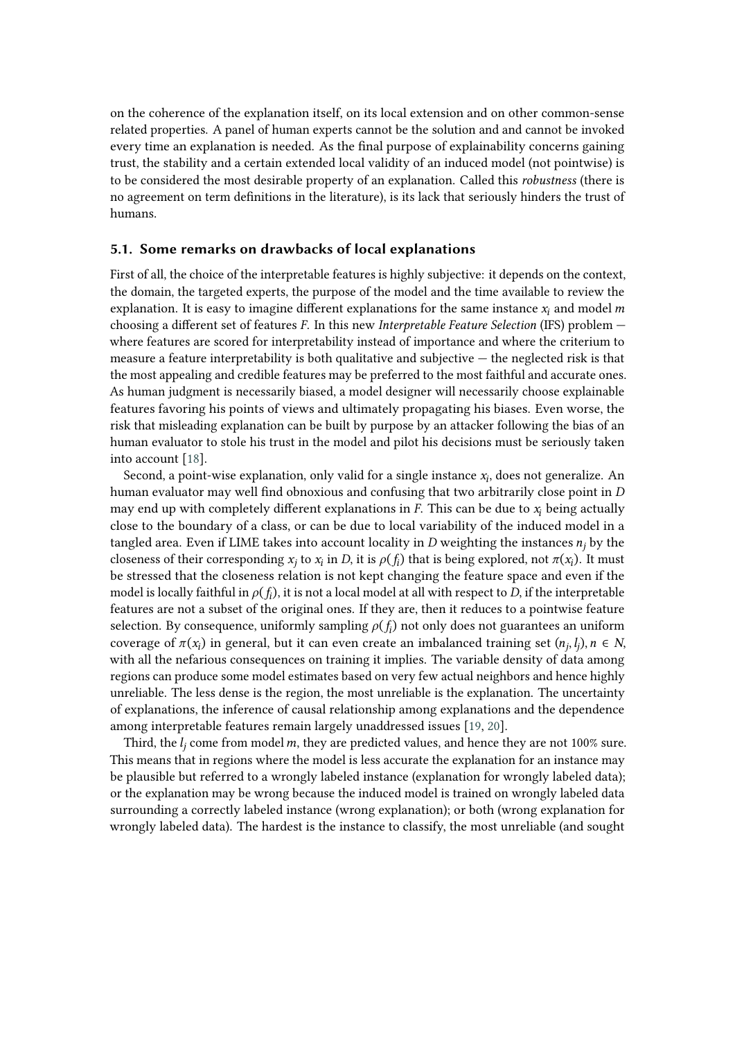on the coherence of the explanation itself, on its local extension and on other common-sense related properties. A panel of human experts cannot be the solution and and cannot be invoked every time an explanation is needed. As the final purpose of explainability concerns gaining trust, the stability and a certain extended local validity of an induced model (not pointwise) is to be considered the most desirable property of an explanation. Called this *robustness* (there is no agreement on term definitions in the literature), is its lack that seriously hinders the trust of humans.

### 5.1. Some remarks on drawbacks of local explanations

First of all, the choice of the interpretable features is highly subjective: it depends on the context, the domain, the targeted experts, the purpose of the model and the time available to review the explanation. It is easy to imagine different explanations for the same instance $x_i$ and model $m$ choosing a different set of features $F$. In this new *Interpretable Feature Selection* (IFS) problem — where features are scored for interpretability instead of importance and where the criterium to measure a feature interpretability is both qualitative and subjective — the neglected risk is that the most appealing and credible features may be preferred to the most faithful and accurate ones. As human judgment is necessarily biased, a model designer will necessarily choose explainable features favoring his points of views and ultimately propagating his biases. Even worse, the risk that misleading explanation can be built by purpose by an attacker following the bias of an human evaluator to stole his trust in the model and pilot his decisions must be seriously taken into account [18].

Second, a point-wise explanation, only valid for a single instance $x_i$, does not generalize. An human evaluator may well find obnoxious and confusing that two arbitrarily close point in $D$ may end up with completely different explanations in $F$. This can be due to $x_i$ being actually close to the boundary of a class, or can be due to local variability of the induced model in a tangled area. Even if LIME takes into account locality in $D$ weighting the instances $n_j$ by the closeness of their corresponding $x_j$ to $x_i$ in $D$, it is $\rho(f_i)$ that is being explored, not $\pi(x_i)$. It must be stressed that the closeness relation is not kept changing the feature space and even if the model is locally faithful in $\rho(f_i)$, it is not a local model at all with respect to $D$, if the interpretable features are not a subset of the original ones. If they are, then it reduces to a pointwise feature selection. By consequence, uniformly sampling $\rho(f_i)$ not only does not guarantees an uniform coverage of $\pi(x_i)$ in general, but it can even create an imbalanced training set $(n_j, l_j), n \in N$, with all the nefarious consequences on training it implies. The variable density of data among regions can produce some model estimates based on very few actual neighbors and hence highly unreliable. The less dense is the region, the most unreliable is the explanation. The uncertainty of explanations, the inference of causal relationship among explanations and the dependence among interpretable features remain largely unaddressed issues [19, 20].

Third, the $l_j$ come from model $m$, they are predicted values, and hence they are not 100% sure. This means that in regions where the model is less accurate the explanation for an instance may be plausible but referred to a wrongly labeled instance (explanation for wrongly labeled data); or the explanation may be wrong because the induced model is trained on wrongly labeled data surrounding a correctly labeled instance (wrong explanation); or both (wrong explanation for wrongly labeled data). The hardest is the instance to classify, the most unreliable (and sought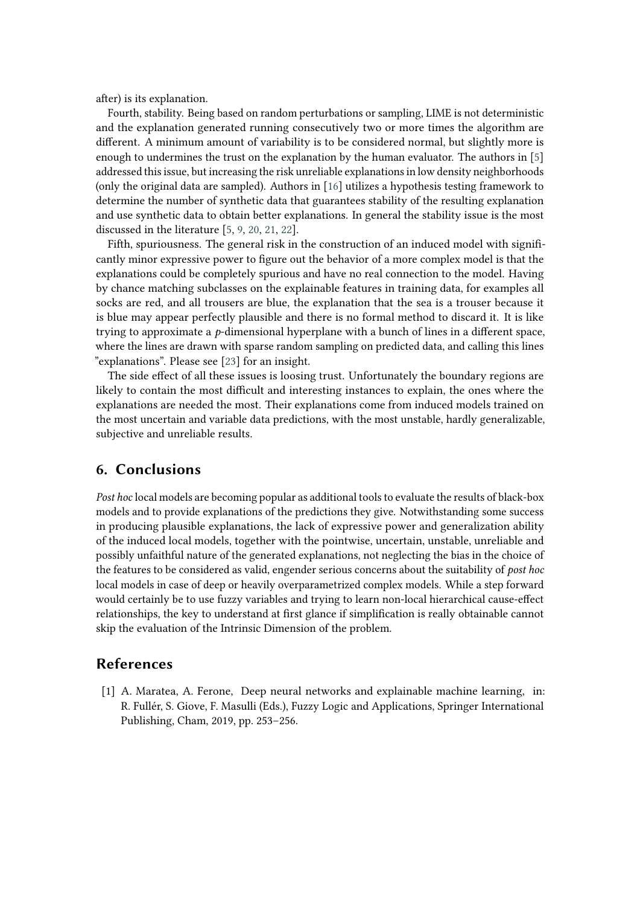after) is its explanation.

Fourth, stability. Being based on random perturbations or sampling, LIME is not deterministic and the explanation generated running consecutively two or more times the algorithm are different. A minimum amount of variability is to be considered normal, but slightly more is enough to undermines the trust on the explanation by the human evaluator. The authors in [5] addressed this issue, but increasing the risk unreliable explanations in low density neighborhoods (only the original data are sampled). Authors in [16] utilizes a hypothesis testing framework to determine the number of synthetic data that guarantees stability of the resulting explanation and use synthetic data to obtain better explanations. In general the stability issue is the most discussed in the literature [5, 9, 20, 21, 22].

Fifth, spuriousness. The general risk in the construction of an induced model with significantly minor expressive power to figure out the behavior of a more complex model is that the explanations could be completely spurious and have no real connection to the model. Having by chance matching subclasses on the explainable features in training data, for examples all socks are red, and all trousers are blue, the explanation that the sea is a trouser because it is blue may appear perfectly plausible and there is no formal method to discard it. It is like trying to approximate a $p$-dimensional hyperplane with a bunch of lines in a different space, where the lines are drawn with sparse random sampling on predicted data, and calling this lines "explanations". Please see [23] for an insight.

The side effect of all these issues is loosing trust. Unfortunately the boundary regions are likely to contain the most difficult and interesting instances to explain, the ones where the explanations are needed the most. Their explanations come from induced models trained on the most uncertain and variable data predictions, with the most unstable, hardly generalizable, subjective and unreliable results.

## 6. Conclusions

*Post hoc* local models are becoming popular as additional tools to evaluate the results of black-box models and to provide explanations of the predictions they give. Notwithstanding some success in producing plausible explanations, the lack of expressive power and generalization ability of the induced local models, together with the pointwise, uncertain, unstable, unreliable and possibly unfaithful nature of the generated explanations, not neglecting the bias in the choice of the features to be considered as valid, engender serious concerns about the suitability of *post hoc* local models in case of deep or heavily overparametrized complex models. While a step forward would certainly be to use fuzzy variables and trying to learn non-local hierarchical cause-effect relationships, the key to understand at first glance if simplification is really obtainable cannot skip the evaluation of the Intrinsic Dimension of the problem.

## References

[1] A. Maratea, A. Ferone, Deep neural networks and explainable machine learning, in: R. Fullér, S. Giove, F. Masulli (Eds.), Fuzzy Logic and Applications, Springer International Publishing, Cham, 2019, pp. 253–256.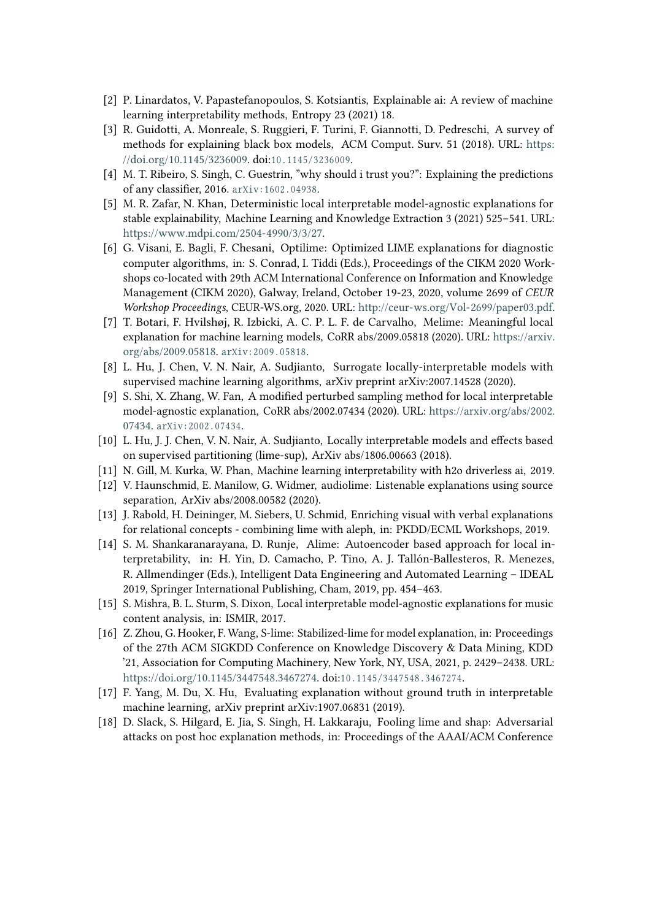[2] P. Linardatos, V. Papastefanopoulos, S. Kotsiantis, Explainable ai: A review of machine learning interpretability methods, Entropy 23 (2021) 18.

[3] R. Guidotti, A. Monreale, S. Ruggieri, F. Turini, F. Giannotti, D. Pedreschi, A survey of methods for explaining black box models, ACM Comput. Surv. 51 (2018). URL: https://doi.org/10.1145/3236009. doi:10.1145/3236009.

[4] M. T. Ribeiro, S. Singh, C. Guestrin, "why should i trust you?": Explaining the predictions of any classifier, 2016. arXiv:1602.04938.

[5] M. R. Zafar, N. Khan, Deterministic local interpretable model-agnostic explanations for stable explainability, Machine Learning and Knowledge Extraction 3 (2021) 525–541. URL: https://www.mdpi.com/2504-4990/3/3/27.

[6] G. Visani, E. Bagli, F. Chesani, Optilime: Optimized LIME explanations for diagnostic computer algorithms, in: S. Conrad, I. Tiddi (Eds.), Proceedings of the CIKM 2020 Workshops co-located with 29th ACM International Conference on Information and Knowledge Management (CIKM 2020), Galway, Ireland, October 19-23, 2020, volume 2699 of *CEUR Workshop Proceedings*, CEUR-WS.org, 2020. URL: http://ceur-ws.org/Vol-2699/paper03.pdf.

[7] T. Botari, F. Hvilshøj, R. Izbicki, A. C. P. L. F. de Carvalho, Melime: Meaningful local explanation for machine learning models, CoRR abs/2009.05818 (2020). URL: https://arxiv.org/abs/2009.05818. arXiv:2009.05818.

[8] L. Hu, J. Chen, V. N. Nair, A. Sudjianto, Surrogate locally-interpretable models with supervised machine learning algorithms, arXiv preprint arXiv:2007.14528 (2020).

[9] S. Shi, X. Zhang, W. Fan, A modified perturbed sampling method for local interpretable model-agnostic explanation, CoRR abs/2002.07434 (2020). URL: https://arxiv.org/abs/2002.07434. arXiv:2002.07434.

[10] L. Hu, J. J. Chen, V. N. Nair, A. Sudjianto, Locally interpretable models and effects based on supervised partitioning (lime-sup), ArXiv abs/1806.00663 (2018).

[11] N. Gill, M. Kurka, W. Phan, Machine learning interpretability with h2o driverless ai, 2019.

[12] V. Haunschmid, E. Manilow, G. Widmer, audiolime: Listenable explanations using source separation, ArXiv abs/2008.00582 (2020).

[13] J. Rabold, H. Deininger, M. Siebers, U. Schmid, Enriching visual with verbal explanations for relational concepts - combining lime with aleph, in: PKDD/ECML Workshops, 2019.

[14] S. M. Shankaranarayana, D. Runje, Alime: Autoencoder based approach for local interpretability, in: H. Yin, D. Camacho, P. Tino, A. J. Tallón-Ballesteros, R. Menezes, R. Allmendinger (Eds.), Intelligent Data Engineering and Automated Learning – IDEAL 2019, Springer International Publishing, Cham, 2019, pp. 454–463.

[15] S. Mishra, B. L. Sturm, S. Dixon, Local interpretable model-agnostic explanations for music content analysis, in: ISMIR, 2017.

[16] Z. Zhou, G. Hooker, F. Wang, S-lime: Stabilized-lime for model explanation, in: Proceedings of the 27th ACM SIGKDD Conference on Knowledge Discovery & Data Mining, KDD '21, Association for Computing Machinery, New York, NY, USA, 2021, p. 2429–2438. URL: https://doi.org/10.1145/3447548.3467274. doi:10.1145/3447548.3467274.

[17] F. Yang, M. Du, X. Hu, Evaluating explanation without ground truth in interpretable machine learning, arXiv preprint arXiv:1907.06831 (2019).

[18] D. Slack, S. Hilgard, E. Jia, S. Singh, H. Lakkaraju, Fooling lime and shap: Adversarial attacks on post hoc explanation methods, in: Proceedings of the AAAI/ACM Conference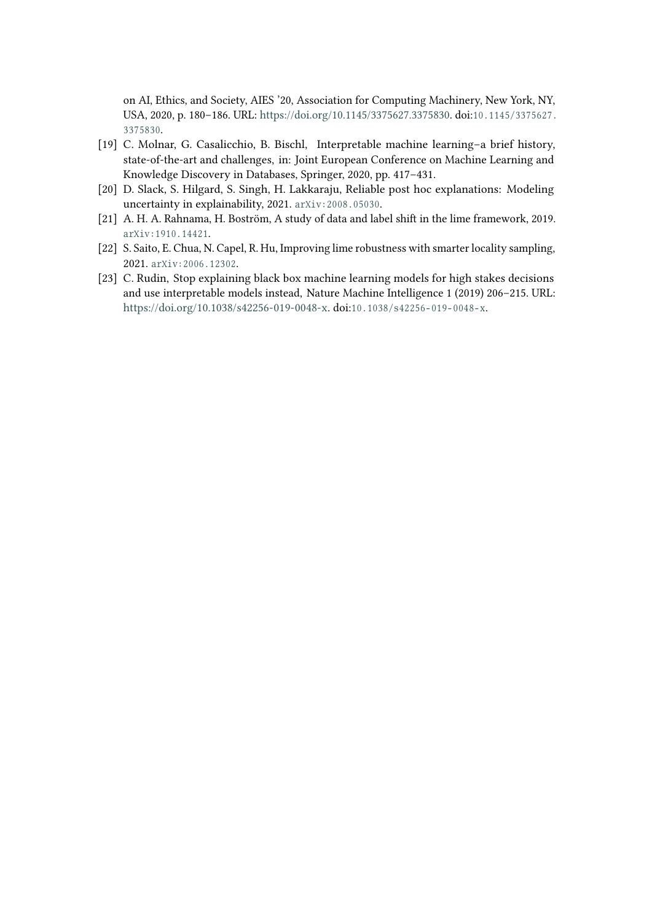on AI, Ethics, and Society, AIES '20, Association for Computing Machinery, New York, NY, USA, 2020, p. 180–186. URL: https://doi.org/10.1145/3375627.3375830. doi:10.1145/3375627.3375830.

[19] C. Molnar, G. Casalicchio, B. Bischl, Interpretable machine learning–a brief history, state-of-the-art and challenges, in: Joint European Conference on Machine Learning and Knowledge Discovery in Databases, Springer, 2020, pp. 417–431.

[20] D. Slack, S. Hilgard, S. Singh, H. Lakkaraju, Reliable post hoc explanations: Modeling uncertainty in explainability, 2021. arXiv:2008.05030.

[21] A. H. A. Rahnama, H. Boström, A study of data and label shift in the lime framework, 2019. arXiv:1910.14421.

[22] S. Saito, E. Chua, N. Capel, R. Hu, Improving lime robustness with smarter locality sampling, 2021. arXiv:2006.12302.

[23] C. Rudin, Stop explaining black box machine learning models for high stakes decisions and use interpretable models instead, Nature Machine Intelligence 1 (2019) 206–215. URL: https://doi.org/10.1038/s42256-019-0048-x. doi:10.1038/s42256-019-0048-x.